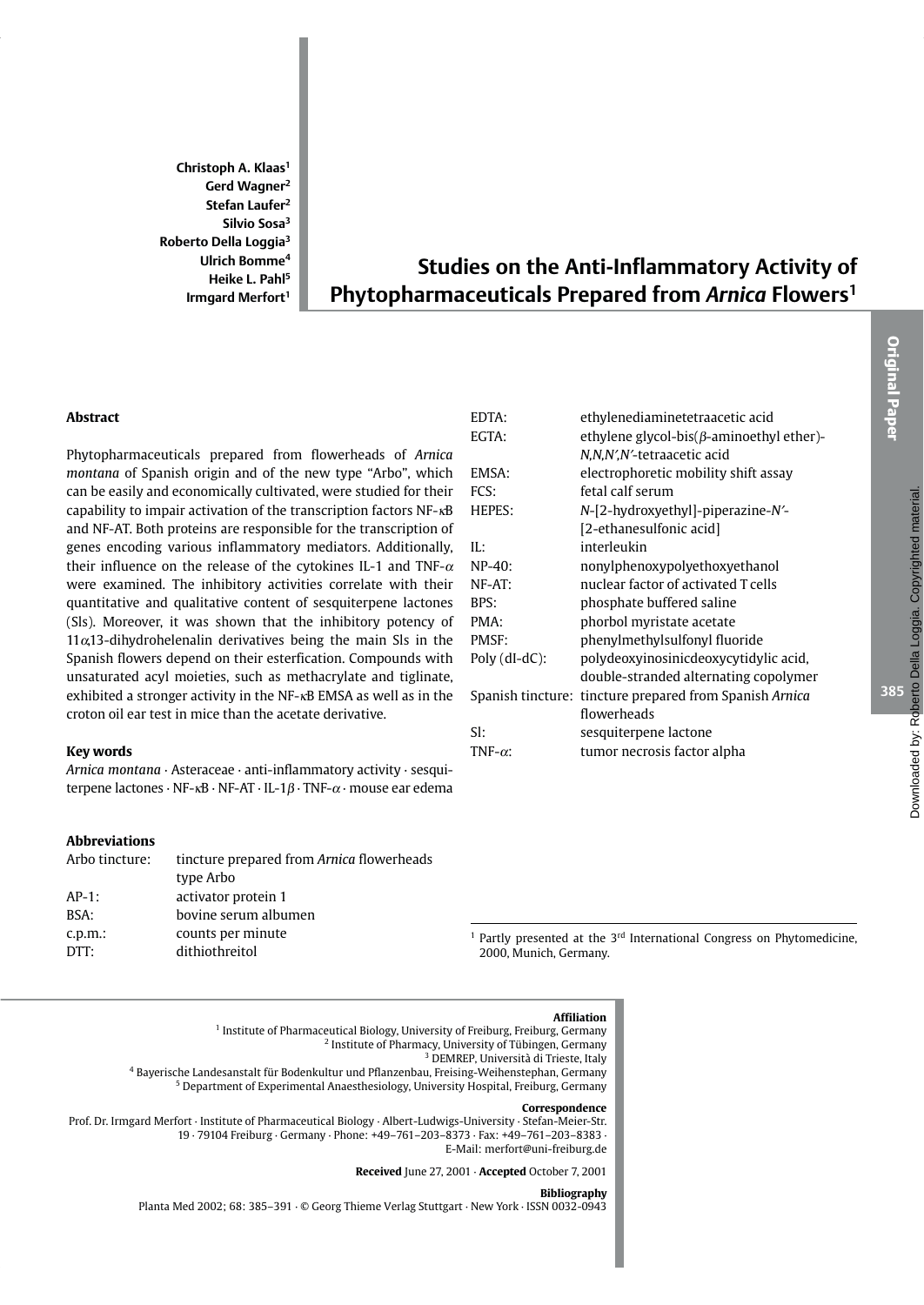Christoph A. Klaas[1]
Gerd Wagner[2]
Stefan Laufer[2]
Silvio Sosa[3]
Roberto Della Loggia[3]
Ulrich Bomme[4]
Heike L. Pahl[5]
Irmgard Merfort[1]

# Studies on the Anti-Inflammatory Activity of Phytopharmaceuticals Prepared from *Arnica* Flowers[1]

## Abstract

Phytopharmaceuticals prepared from flowerheads of *Arnica montana* of Spanish origin and of the new type "Arbo", which can be easily and economically cultivated, were studied for their capability to impair activation of the transcription factors NF-κB and NF-AT. Both proteins are responsible for the transcription of genes encoding various inflammatory mediators. Additionally, their influence on the release of the cytokines IL-1 and TNF-$\alpha$ were examined. The inhibitory activities correlate with their quantitative and qualitative content of sesquiterpene lactones (Sls). Moreover, it was shown that the inhibitory potency of $11\alpha$,13-dihydrohelenalin derivatives being the main Sls in the Spanish flowers depend on their esterfication. Compounds with unsaturated acyl moieties, such as methacrylate and tiglinate, exhibited a stronger activity in the NF-κB EMSA as well as in the croton oil ear test in mice than the acetate derivative.

## Key words

*Arnica montana* · Asteraceae · anti-inflammatory activity · sesquiterpene lactones · NF-κB · NF-AT · IL-1$\beta$ · TNF-$\alpha$ · mouse ear edema

## Abbreviations

| | |
|---|---|
| Arbo tincture: | tincture prepared from *Arnica* flowerheads type Arbo |
| AP-1: | activator protein 1 |
| BSA: | bovine serum albumen |
| c.p.m.: | counts per minute |
| DTT: | dithiothreitol |
| EDTA: | ethylenediaminetetraacetic acid |
| EGTA: | ethylene glycol-bis($\beta$-aminoethyl ether)-*N,N,N′,N′*-tetraacetic acid |
| EMSA: | electrophoretic mobility shift assay |
| FCS: | fetal calf serum |
| HEPES: | *N*-[2-hydroxyethyl]-piperazine-*N′*-[2-ethanesulfonic acid] |
| IL: | interleukin |
| NP-40: | nonylphenoxypolyethoxyethanol |
| NF-AT: | nuclear factor of activated T cells |
| BPS: | phosphate buffered saline |
| PMA: | phorbol myristate acetate |
| PMSF: | phenylmethylsulfonyl fluoride |
| Poly (dI-dC): | polydeoxyinosinicdeoxycytidylic acid, double-stranded alternating copolymer |
| Spanish tincture: | tincture prepared from Spanish *Arnica* flowerheads |
| Sl: | sesquiterpene lactone |
| TNF-$\alpha$: | tumor necrosis factor alpha |

[1] Partly presented at the 3rd International Congress on Phytomedicine, 2000, Munich, Germany.

**Affiliation**
[1] Institute of Pharmaceutical Biology, University of Freiburg, Freiburg, Germany
[2] Institute of Pharmacy, University of Tübingen, Germany
[3] DEMREP, Università di Trieste, Italy
[4] Bayerische Landesanstalt für Bodenkultur und Pflanzenbau, Freising-Weihenstephan, Germany
[5] Department of Experimental Anaesthesiology, University Hospital, Freiburg, Germany

**Correspondence**
Prof. Dr. Irmgard Merfort · Institute of Pharmaceutical Biology · Albert-Ludwigs-University · Stefan-Meier-Str. 19 · 79104 Freiburg · Germany · Phone: +49–761–203–8373 · Fax: +49–761–203–8383 · E-Mail: merfort@uni-freiburg.de

**Received** June 27, 2001 · **Accepted** October 7, 2001

**Bibliography**
Planta Med 2002; 68: 385–391 · © Georg Thieme Verlag Stuttgart · New York · ISSN 0032-0943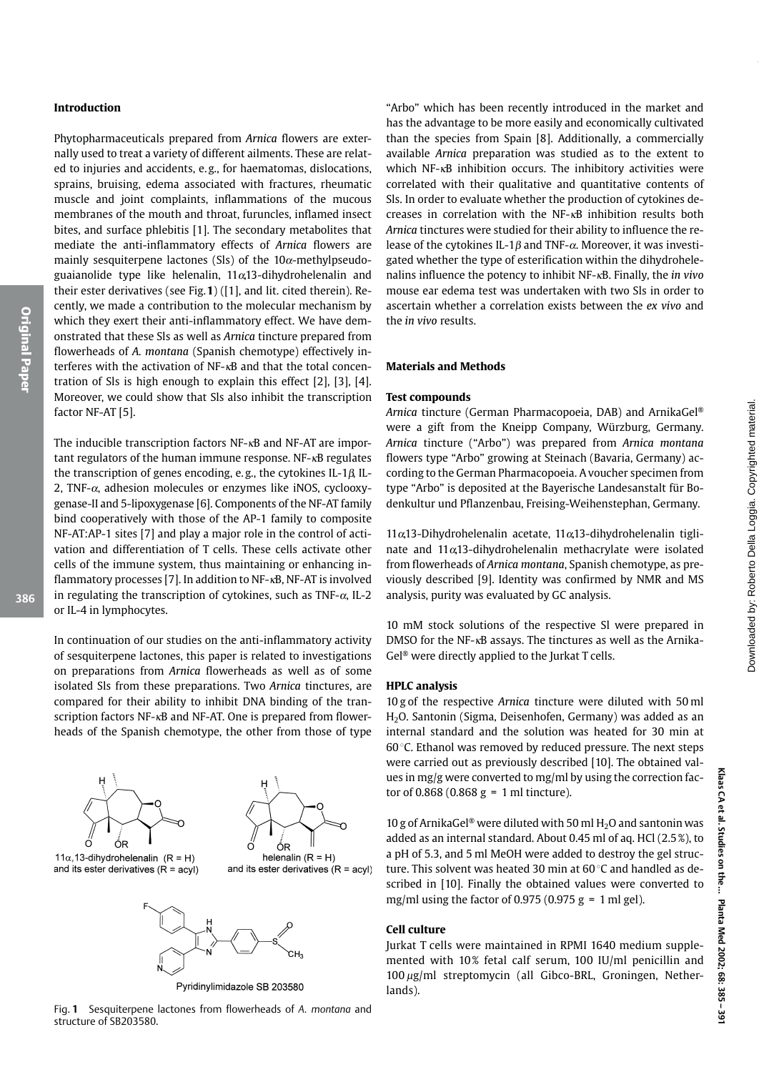## Introduction

Phytopharmaceuticals prepared from *Arnica* flowers are externally used to treat a variety of different ailments. These are related to injuries and accidents, e.g., for haematomas, dislocations, sprains, bruising, edema associated with fractures, rheumatic muscle and joint complaints, inflammations of the mucous membranes of the mouth and throat, furuncles, inflamed insect bites, and surface phlebitis [1]. The secondary metabolites that mediate the anti-inflammatory effects of *Arnica* flowers are mainly sesquiterpene lactones (Sls) of the 10$\alpha$-methylpseudoguaianolide type like helenalin, 11$\alpha$,13-dihydrohelenalin and their ester derivatives (see Fig. **1**) ([1], and lit. cited therein). Recently, we made a contribution to the molecular mechanism by which they exert their anti-inflammatory effect. We have demonstrated that these Sls as well as *Arnica* tincture prepared from flowerheads of *A. montana* (Spanish chemotype) effectively interferes with the activation of NF-κB and that the total concentration of Sls is high enough to explain this effect [2], [3], [4]. Moreover, we could show that Sls also inhibit the transcription factor NF-AT [5].

The inducible transcription factors NF-κB and NF-AT are important regulators of the human immune response. NF-κB regulates the transcription of genes encoding, e.g., the cytokines IL-1$\beta$, IL-2, TNF-$\alpha$, adhesion molecules or enzymes like iNOS, cyclooxygenase-II and 5-lipoxygenase [6]. Components of the NF-AT family bind cooperatively with those of the AP-1 family to composite NF-AT:AP-1 sites [7] and play a major role in the control of activation and differentiation of T cells. These cells activate other cells of the immune system, thus maintaining or enhancing inflammatory processes [7]. In addition to NF-κB, NF-AT is involved in regulating the transcription of cytokines, such as TNF-$\alpha$, IL-2 or IL-4 in lymphocytes.

In continuation of our studies on the anti-inflammatory activity of sesquiterpene lactones, this paper is related to investigations on preparations from *Arnica* flowerheads as well as of some isolated Sls from these preparations. Two *Arnica* tinctures, are compared for their ability to inhibit DNA binding of the transcription factors NF-κB and NF-AT. One is prepared from flowerheads of the Spanish chemotype, the other from those of type "Arbo" which has been recently introduced in the market and has the advantage to be more easily and economically cultivated than the species from Spain [8]. Additionally, a commercially available *Arnica* preparation was studied as to the extent to which NF-κB inhibition occurs. The inhibitory activities were correlated with their qualitative and quantitative contents of Sls. In order to evaluate whether the production of cytokines decreases in correlation with the NF-κB inhibition results both *Arnica* tinctures were studied for their ability to influence the release of the cytokines IL-1$\beta$ and TNF-$\alpha$. Moreover, it was investigated whether the type of esterification within the dihydrohelenalins influence the potency to inhibit NF-κB. Finally, the *in vivo* mouse ear edema test was undertaken with two Sls in order to ascertain whether a correlation exists between the *ex vivo* and the *in vivo* results.

11$\alpha$,13-dihydrohelenalin (R = H) and its ester derivatives (R = acyl)

helenalin (R = H) and its ester derivatives (R = acyl)

Pyridinylimidazole SB 203580

Fig. **1** Sesquiterpene lactones from flowerheads of *A. montana* and structure of SB203580.

## Materials and Methods

### Test compounds

*Arnica* tincture (German Pharmacopoeia, DAB) and ArnikaGel® were a gift from the Kneipp Company, Würzburg, Germany. *Arnica* tincture ("Arbo") was prepared from *Arnica montana* flowers type "Arbo" growing at Steinach (Bavaria, Germany) according to the German Pharmacopoeia. A voucher specimen from type "Arbo" is deposited at the Bayerische Landesanstalt für Bodenkultur und Pflanzenbau, Freising-Weihenstephan, Germany.

11$\alpha$,13-Dihydrohelenalin acetate, 11$\alpha$,13-dihydrohelenalin tiglinate and 11$\alpha$,13-dihydrohelenalin methacrylate were isolated from flowerheads of *Arnica montana*, Spanish chemotype, as previously described [9]. Identity was confirmed by NMR and MS analysis, purity was evaluated by GC analysis.

10 mM stock solutions of the respective Sl were prepared in DMSO for the NF-κB assays. The tinctures as well as the ArnikaGel® were directly applied to the Jurkat T cells.

### HPLC analysis

10 g of the respective *Arnica* tincture were diluted with 50 ml $H_2O$. Santonin (Sigma, Deisenhofen, Germany) was added as an internal standard and the solution was heated for 30 min at 60 °C. Ethanol was removed by reduced pressure. The next steps were carried out as previously described [10]. The obtained values in mg/g were converted to mg/ml by using the correction factor of 0.868 (0.868 g = 1 ml tincture).

10 g of ArnikaGel® were diluted with 50 ml $H_2O$ and santonin was added as an internal standard. About 0.45 ml of aq. HCl (2.5%), to a pH of 5.3, and 5 ml MeOH were added to destroy the gel structure. This solvent was heated 30 min at 60 °C and handled as described in [10]. Finally the obtained values were converted to mg/ml using the factor of 0.975 (0.975 g = 1 ml gel).

### Cell culture

Jurkat T cells were maintained in RPMI 1640 medium supplemented with 10% fetal calf serum, 100 IU/ml penicillin and 100 μg/ml streptomycin (all Gibco-BRL, Groningen, Netherlands).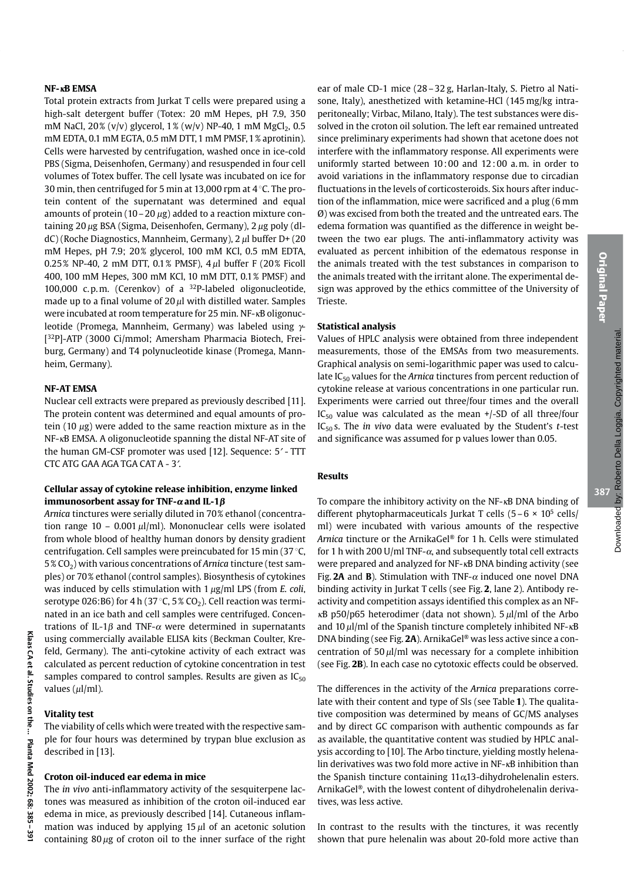**NF-κB EMSA**

Total protein extracts from Jurkat T cells were prepared using a high-salt detergent buffer (Totex: 20 mM Hepes, pH 7.9, 350 mM NaCl, 20% (v/v) glycerol, 1% (w/v) NP-40, 1 mM $MgCl_2$, 0.5 mM EDTA, 0.1 mM EGTA, 0.5 mM DTT, 1 mM PMSF, 1% aprotinin). Cells were harvested by centrifugation, washed once in ice-cold PBS (Sigma, Deisenhofen, Germany) and resuspended in four cell volumes of Totex buffer. The cell lysate was incubated on ice for 30 min, then centrifuged for 5 min at 13,000 rpm at 4 °C. The protein content of the supernatant was determined and equal amounts of protein (10 – 20 $\mu$g) added to a reaction mixture containing 20 $\mu$g BSA (Sigma, Deisenhofen, Germany), 2 $\mu$g poly (dI-dC) (Roche Diagnostics, Mannheim, Germany), 2 $\mu$l buffer D+ (20 mM Hepes, pH 7.9; 20% glycerol, 100 mM KCl, 0.5 mM EDTA, 0.25% NP-40, 2 mM DTT, 0.1% PMSF), 4 $\mu$l buffer F (20% Ficoll 400, 100 mM Hepes, 300 mM KCl, 10 mM DTT, 0.1% PMSF) and 100,000 c.p.m. (Cerenkov) of a $^{32}$P-labeled oligonucleotide, made up to a final volume of 20 $\mu$l with distilled water. Samples were incubated at room temperature for 25 min. NF-κB oligonucleotide (Promega, Mannheim, Germany) was labeled using $\gamma$-[$^{32}$P]-ATP (3000 Ci/mmol; Amersham Pharmacia Biotech, Freiburg, Germany) and T4 polynucleotide kinase (Promega, Mannheim, Germany).

**NF-AT EMSA**

Nuclear cell extracts were prepared as previously described [11]. The protein content was determined and equal amounts of protein (10 $\mu$g) were added to the same reaction mixture as in the NF-κB EMSA. A oligonucleotide spanning the distal NF-AT site of the human GM-CSF promoter was used [12]. Sequence: 5′ - TTT CTC ATG GAA AGA TGA CAT A - 3′.

**Cellular assay of cytokine release inhibition, enzyme linked immunosorbent assay for TNF-$\alpha$ and IL-1$\beta$**

*Arnica* tinctures were serially diluted in 70% ethanol (concentration range 10 – 0.001 $\mu$l/ml). Mononuclear cells were isolated from whole blood of healthy human donors by density gradient centrifugation. Cell samples were preincubated for 15 min (37 °C, 5% $CO_2$) with various concentrations of *Arnica* tincture (test samples) or 70% ethanol (control samples). Biosynthesis of cytokines was induced by cells stimulation with 1 $\mu$g/ml LPS (from *E. coli*, serotype 026:B6) for 4 h (37 °C, 5% $CO_2$). Cell reaction was terminated in an ice bath and cell samples were centrifuged. Concentrations of IL-1$\beta$ and TNF-$\alpha$ were determined in supernatants using commercially available ELISA kits (Beckman Coulter, Krefeld, Germany). The anti-cytokine activity of each extract was calculated as percent reduction of cytokine concentration in test samples compared to control samples. Results are given as $IC_{50}$ values ($\mu$l/ml).

**Vitality test**

The viability of cells which were treated with the respective sample for four hours was determined by trypan blue exclusion as described in [13].

**Croton oil-induced ear edema in mice**

The *in vivo* anti-inflammatory activity of the sesquiterpene lactones was measured as inhibition of the croton oil-induced ear edema in mice, as previously described [14]. Cutaneous inflammation was induced by applying 15 $\mu$l of an acetonic solution containing 80 $\mu$g of croton oil to the inner surface of the right ear of male CD-1 mice (28 – 32 g, Harlan-Italy, S. Pietro al Natisone, Italy), anesthetized with ketamine-HCl (145 mg/kg intraperitoneally; Virbac, Milano, Italy). The test substances were dissolved in the croton oil solution. The left ear remained untreated since preliminary experiments had shown that acetone does not interfere with the inflammatory response. All experiments were uniformly started between 10:00 and 12:00 a.m. in order to avoid variations in the inflammatory response due to circadian fluctuations in the levels of corticosteroids. Six hours after induction of the inflammation, mice were sacrificed and a plug (6 mm Ø) was excised from both the treated and the untreated ears. The edema formation was quantified as the difference in weight between the two ear plugs. The anti-inflammatory activity was evaluated as percent inhibition of the edematous response in the animals treated with the test substances in comparison to the animals treated with the irritant alone. The experimental design was approved by the ethics committee of the University of Trieste.

**Statistical analysis**

Values of HPLC analysis were obtained from three independent measurements, those of the EMSAs from two measurements. Graphical analysis on semi-logarithmic paper was used to calculate $IC_{50}$ values for the *Arnica* tinctures from percent reduction of cytokine release at various concentrations in one particular run. Experiments were carried out three/four times and the overall $IC_{50}$ value was calculated as the mean +/-SD of all three/four $IC_{50}$ s. The *in vivo* data were evaluated by the Student's *t*-test and significance was assumed for p values lower than 0.05.

## Results

To compare the inhibitory activity on the NF-κB DNA binding of different phytopharmaceuticals Jurkat T cells (5 – 6 × $10^5$ cells/ml) were incubated with various amounts of the respective *Arnica* tincture or the ArnikaGel® for 1 h. Cells were stimulated for 1 h with 200 U/ml TNF-$\alpha$, and subsequently total cell extracts were prepared and analyzed for NF-κB DNA binding activity (see Fig. **2A** and **B**). Stimulation with TNF-$\alpha$ induced one novel DNA binding activity in Jurkat T cells (see Fig. **2**, lane 2). Antibody reactivity and competition assays identified this complex as an NF-κB p50/p65 heterodimer (data not shown). 5 $\mu$l/ml of the Arbo and 10 $\mu$l/ml of the Spanish tincture completely inhibited NF-κB DNA binding (see Fig. **2A**). ArnikaGel® was less active since a concentration of 50 $\mu$l/ml was necessary for a complete inhibition (see Fig. **2B**). In each case no cytotoxic effects could be observed.

The differences in the activity of the *Arnica* preparations correlate with their content and type of Sls (see Table **1**). The qualitative composition was determined by means of GC/MS analyses and by direct GC comparison with authentic compounds as far as available, the quantitative content was studied by HPLC analysis according to [10]. The Arbo tincture, yielding mostly helenalin derivatives was two fold more active in NF-κB inhibition than the Spanish tincture containing 11$\alpha$,13-dihydrohelenalin esters. ArnikaGel®, with the lowest content of dihydrohelenalin derivatives, was less active.

In contrast to the results with the tinctures, it was recently shown that pure helenalin was about 20-fold more active than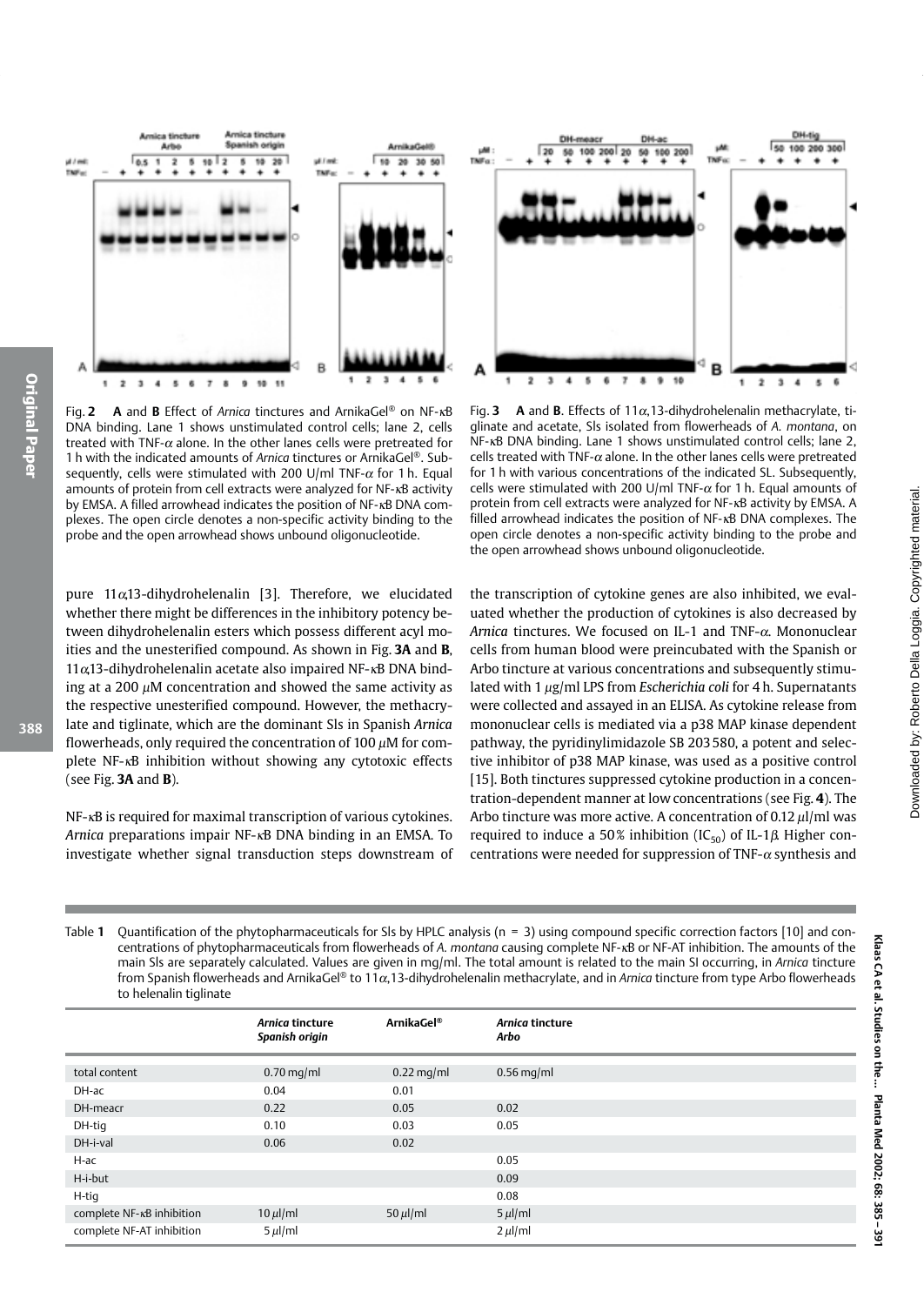Fig. 2 **A** and **B** Effect of *Arnica* tinctures and ArnikaGel® on NF-κB DNA binding. Lane 1 shows unstimulated control cells; lane 2, cells treated with TNF-α alone. In the other lanes cells were pretreated for 1 h with the indicated amounts of *Arnica* tinctures or ArnikaGel®. Subsequently, cells were stimulated with 200 U/ml TNF-α for 1 h. Equal amounts of protein from cell extracts were analyzed for NF-κB activity by EMSA. A filled arrowhead indicates the position of NF-κB DNA complexes. The open circle denotes a non-specific activity binding to the probe and the open arrowhead shows unbound oligonucleotide.

Fig. 3 **A** and **B**. Effects of 11α,13-dihydrohelenalin methacrylate, tiglinate and acetate, SIs isolated from flowerheads of *A. montana*, on NF-κB DNA binding. Lane 1 shows unstimulated control cells; lane 2, cells treated with TNF-α alone. In the other lanes cells were pretreated for 1 h with various concentrations of the indicated SL. Subsequently, cells were stimulated with 200 U/ml TNF-α for 1 h. Equal amounts of protein from cell extracts were analyzed for NF-κB activity by EMSA. A filled arrowhead indicates the position of NF-κB DNA complexes. The open circle denotes a non-specific activity binding to the probe and the open arrowhead shows unbound oligonucleotide.

pure 11α,13-dihydrohelenalin [3]. Therefore, we elucidated whether there might be differences in the inhibitory potency between dihydrohelenalin esters which possess different acyl moities and the unesterified compound. As shown in Fig. **3A** and **B**, 11α,13-dihydrohelenalin acetate also impaired NF-κB DNA binding at a 200 μM concentration and showed the same activity as the respective unesterified compound. However, the methacrylate and tiglinate, which are the dominant SIs in Spanish *Arnica* flowerheads, only required the concentration of 100 μM for complete NF-κB inhibition without showing any cytotoxic effects (see Fig. **3A** and **B**).

NF-κB is required for maximal transcription of various cytokines. *Arnica* preparations impair NF-κB DNA binding in an EMSA. To investigate whether signal transduction steps downstream of the transcription of cytokine genes are also inhibited, we evaluated whether the production of cytokines is also decreased by *Arnica* tinctures. We focused on IL-1 and TNF-α. Mononuclear cells from human blood were preincubated with the Spanish or Arbo tincture at various concentrations and subsequently stimulated with 1 μg/ml LPS from *Escherichia coli* for 4 h. Supernatants were collected and assayed in an ELISA. As cytokine release from mononuclear cells is mediated via a p38 MAP kinase dependent pathway, the pyridinylimidazole SB 203580, a potent and selective inhibitor of p38 MAP kinase, was used as a positive control [15]. Both tinctures suppressed cytokine production in a concentration-dependent manner at low concentrations (see Fig. **4**). The Arbo tincture was more active. A concentration of 0.12 μl/ml was required to induce a 50% inhibition ($IC_{50}$) of IL-1β. Higher concentrations were needed for suppression of TNF-α synthesis and

Table **1** Quantification of the phytopharmaceuticals for SIs by HPLC analysis (n = 3) using compound specific correction factors [10] and concentrations of phytopharmaceuticals from flowerheads of *A. montana* causing complete NF-κB or NF-AT inhibition. The amounts of the main SIs are separately calculated. Values are given in mg/ml. The total amount is related to the main SI occurring, in *Arnica* tincture from Spanish flowerheads and ArnikaGel® to 11α,13-dihydrohelenalin methacrylate, and in *Arnica* tincture from type Arbo flowerheads to helenalin tiglinate

| | *Arnica* tincture Spanish origin | ArnikaGel® | *Arnica* tincture Arbo |
|---|---|---|---|
| total content | 0.70 mg/ml | 0.22 mg/ml | 0.56 mg/ml |
| DH-ac | 0.04 | 0.01 | |
| DH-meacr | 0.22 | 0.05 | 0.02 |
| DH-tig | 0.10 | 0.03 | 0.05 |
| DH-i-val | 0.06 | 0.02 | |
| H-ac | | | 0.05 |
| H-i-but | | | 0.09 |
| H-tig | | | 0.08 |
| complete NF-κB inhibition | 10 μl/ml | 50 μl/ml | 5 μl/ml |
| complete NF-AT inhibition | 5 μl/ml | | 2 μl/ml |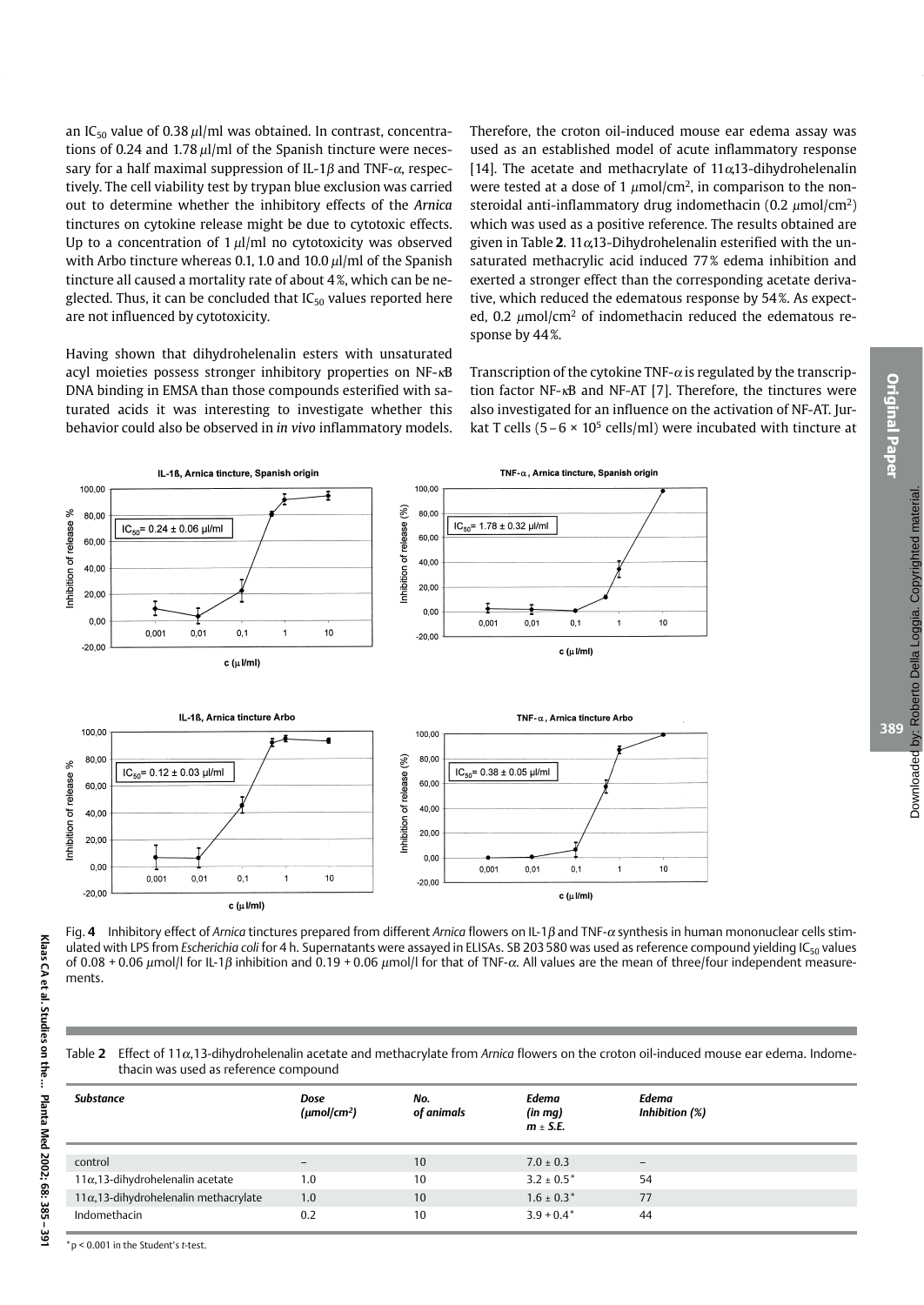an $IC_{50}$ value of 0.38 µl/ml was obtained. In contrast, concentrations of 0.24 and 1.78 µl/ml of the Spanish tincture were necessary for a half maximal suppression of IL-1β and TNF-α, respectively. The cell viability test by trypan blue exclusion was carried out to determine whether the inhibitory effects of the *Arnica* tinctures on cytokine release might be due to cytotoxic effects. Up to a concentration of 1 µl/ml no cytotoxicity was observed with Arbo tincture whereas 0.1, 1.0 and 10.0 µl/ml of the Spanish tincture all caused a mortality rate of about 4%, which can be neglected. Thus, it can be concluded that $IC_{50}$ values reported here are not influenced by cytotoxicity.

Having shown that dihydrohelenalin esters with unsaturated acyl moieties possess stronger inhibitory properties on NF-κB DNA binding in EMSA than those compounds esterified with saturated acids it was interesting to investigate whether this behavior could also be observed in *in vivo* inflammatory models. Therefore, the croton oil-induced mouse ear edema assay was used as an established model of acute inflammatory response [14]. The acetate and methacrylate of 11α,13-dihydrohelenalin were tested at a dose of 1 µmol/cm², in comparison to the nonsteroidal anti-inflammatory drug indomethacin (0.2 µmol/cm²) which was used as a positive reference. The results obtained are given in Table **2**. 11α,13-Dihydrohelenalin esterified with the unsaturated methacrylic acid induced 77% edema inhibition and exerted a stronger effect than the corresponding acetate derivative, which reduced the edematous response by 54%. As expected, 0.2 µmol/cm² of indomethacin reduced the edematous response by 44%.

Transcription of the cytokine TNF-α is regulated by the transcription factor NF-κB and NF-AT [7]. Therefore, the tinctures were also investigated for an influence on the activation of NF-AT. Jurkat T cells ($5 - 6 \times 10^5$ cells/ml) were incubated with tincture at

Fig. **4** Inhibitory effect of *Arnica* tinctures prepared from different *Arnica* flowers on IL-1β and TNF-α synthesis in human mononuclear cells stimulated with LPS from *Escherichia coli* for 4 h. Supernatants were assayed in ELISAs. SB 203 580 was used as reference compound yielding $IC_{50}$ values of 0.08 + 0.06 µmol/l for IL-1β inhibition and 0.19 + 0.06 µmol/l for that of TNF-α. All values are the mean of three/four independent measurements.

Table **2** Effect of 11α,13-dihydrohelenalin acetate and methacrylate from *Arnica* flowers on the croton oil-induced mouse ear edema. Indomethacin was used as reference compound

| *Substance* | *Dose (µmol/cm²)* | *No. of animals* | *Edema (in mg) m ± S.E.* | *Edema Inhibition (%)* |
|---|---|---|---|---|
| control | – | 10 | 7.0 ± 0.3 | – |
| 11α,13-dihydrohelenalin acetate | 1.0 | 10 | 3.2 ± 0.5* | 54 |
| 11α,13-dihydrohelenalin methacrylate | 1.0 | 10 | 1.6 ± 0.3* | 77 |
| Indomethacin | 0.2 | 10 | 3.9 + 0.4* | 44 |

*$p < 0.001$ in the Student's *t*-test.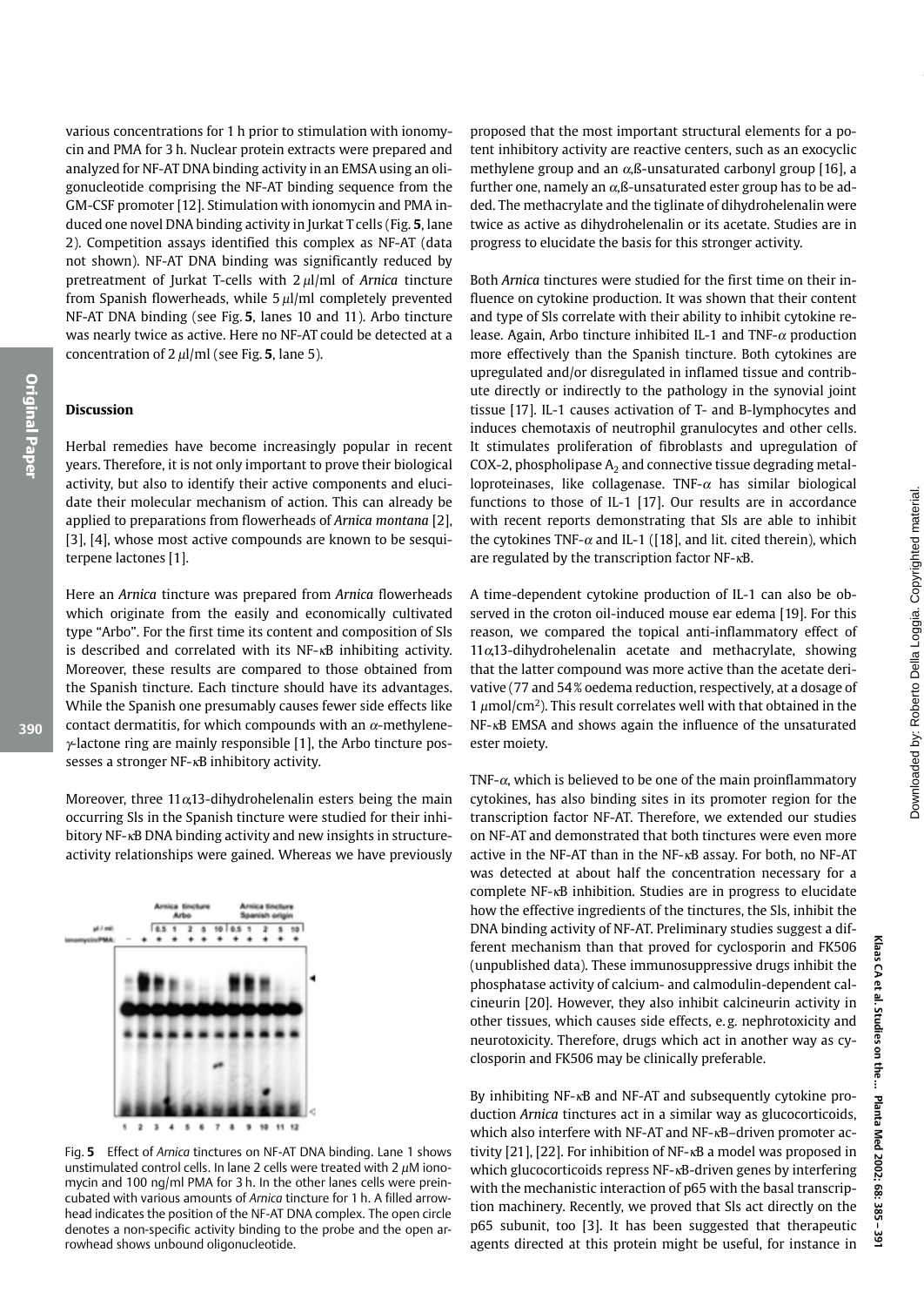various concentrations for 1 h prior to stimulation with ionomycin and PMA for 3 h. Nuclear protein extracts were prepared and analyzed for NF-AT DNA binding activity in an EMSA using an oligonucleotide comprising the NF-AT binding sequence from the GM-CSF promoter [12]. Stimulation with ionomycin and PMA induced one novel DNA binding activity in Jurkat T cells (Fig. **5**, lane 2). Competition assays identified this complex as NF-AT (data not shown). NF-AT DNA binding was significantly reduced by pretreatment of Jurkat T-cells with 2 $\mu$l/ml of *Arnica* tincture from Spanish flowerheads, while 5 $\mu$l/ml completely prevented NF-AT DNA binding (see Fig. **5**, lanes 10 and 11). Arbo tincture was nearly twice as active. Here no NF-AT could be detected at a concentration of 2 $\mu$l/ml (see Fig. **5**, lane 5).

## Discussion

Herbal remedies have become increasingly popular in recent years. Therefore, it is not only important to prove their biological activity, but also to identify their active components and elucidate their molecular mechanism of action. This can already be applied to preparations from flowerheads of *Arnica montana* [2], [3], [4], whose most active compounds are known to be sesquiterpene lactones [1].

Here an *Arnica* tincture was prepared from *Arnica* flowerheads which originate from the easily and economically cultivated type "Arbo". For the first time its content and composition of Sls is described and correlated with its NF-κB inhibiting activity. Moreover, these results are compared to those obtained from the Spanish tincture. Each tincture should have its advantages. While the Spanish one presumably causes fewer side effects like contact dermatitis, for which compounds with an $\alpha$-methylene-$\gamma$-lactone ring are mainly responsible [1], the Arbo tincture possesses a stronger NF-κB inhibitory activity.

Moreover, three 11$\alpha$,13-dihydrohelenalin esters being the main occurring Sls in the Spanish tincture were studied for their inhibitory NF-κB DNA binding activity and new insights in structure-activity relationships were gained. Whereas we have previously

Fig. **5** Effect of *Arnica* tinctures on NF-AT DNA binding. Lane 1 shows unstimulated control cells. In lane 2 cells were treated with 2 $\mu$M ionomycin and 100 ng/ml PMA for 3 h. In the other lanes cells were preincubated with various amounts of *Arnica* tincture for 1 h. A filled arrowhead indicates the position of the NF-AT DNA complex. The open circle denotes a non-specific activity binding to the probe and the open arrowhead shows unbound oligonucleotide.

proposed that the most important structural elements for a potent inhibitory activity are reactive centers, such as an exocyclic methylene group and an $\alpha$,ß-unsaturated carbonyl group [16], a further one, namely an $\alpha$,ß-unsaturated ester group has to be added. The methacrylate and the tiglinate of dihydrohelenalin were twice as active as dihydrohelenalin or its acetate. Studies are in progress to elucidate the basis for this stronger activity.

Both *Arnica* tinctures were studied for the first time on their influence on cytokine production. It was shown that their content and type of Sls correlate with their ability to inhibit cytokine release. Again, Arbo tincture inhibited IL-1 and TNF-$\alpha$ production more effectively than the Spanish tincture. Both cytokines are upregulated and/or disregulated in inflamed tissue and contribute directly or indirectly to the pathology in the synovial joint tissue [17]. IL-1 causes activation of T- and B-lymphocytes and induces chemotaxis of neutrophil granulocytes and other cells. It stimulates proliferation of fibroblasts and upregulation of COX-2, phospholipase $A_2$ and connective tissue degrading metalloproteinases, like collagenase. TNF-$\alpha$ has similar biological functions to those of IL-1 [17]. Our results are in accordance with recent reports demonstrating that Sls are able to inhibit the cytokines TNF-$\alpha$ and IL-1 ([18], and lit. cited therein), which are regulated by the transcription factor NF-κB.

A time-dependent cytokine production of IL-1 can also be observed in the croton oil-induced mouse ear edema [19]. For this reason, we compared the topical anti-inflammatory effect of 11$\alpha$,13-dihydrohelenalin acetate and methacrylate, showing that the latter compound was more active than the acetate derivative (77 and 54% oedema reduction, respectively, at a dosage of 1 $\mu$mol/cm$^2$). This result correlates well with that obtained in the NF-κB EMSA and shows again the influence of the unsaturated ester moiety.

TNF-$\alpha$, which is believed to be one of the main proinflammatory cytokines, has also binding sites in its promoter region for the transcription factor NF-AT. Therefore, we extended our studies on NF-AT and demonstrated that both tinctures were even more active in the NF-AT than in the NF-κB assay. For both, no NF-AT was detected at about half the concentration necessary for a complete NF-κB inhibition. Studies are in progress to elucidate how the effective ingredients of the tinctures, the Sls, inhibit the DNA binding activity of NF-AT. Preliminary studies suggest a different mechanism than that proved for cyclosporin and FK506 (unpublished data). These immunosuppressive drugs inhibit the phosphatase activity of calcium- and calmodulin-dependent calcineurin [20]. However, they also inhibit calcineurin activity in other tissues, which causes side effects, e.g. nephrotoxicity and neurotoxicity. Therefore, drugs which act in another way as cyclosporin and FK506 may be clinically preferable.

By inhibiting NF-κB and NF-AT and subsequently cytokine production *Arnica* tinctures act in a similar way as glucocorticoids, which also interfere with NF-AT and NF-κB–driven promoter activity [21], [22]. For inhibition of NF-κB a model was proposed in which glucocorticoids repress NF-κB-driven genes by interfering with the mechanistic interaction of p65 with the basal transcription machinery. Recently, we proved that Sls act directly on the p65 subunit, too [3]. It has been suggested that therapeutic agents directed at this protein might be useful, for instance in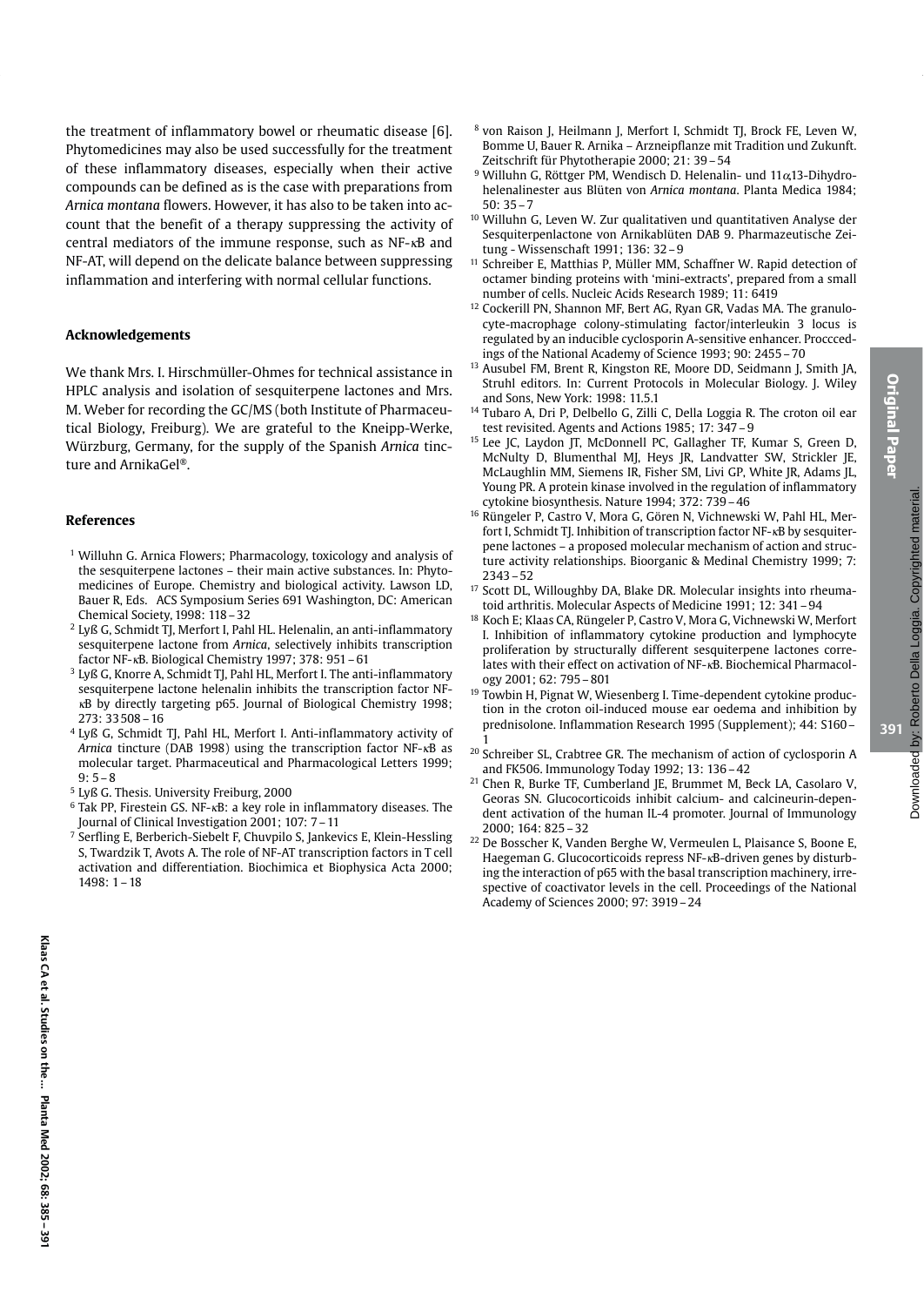the treatment of inflammatory bowel or rheumatic disease [6]. Phytomedicines may also be used successfully for the treatment of these inflammatory diseases, especially when their active compounds can be defined as is the case with preparations from *Arnica montana* flowers. However, it has also to be taken into account that the benefit of a therapy suppressing the activity of central mediators of the immune response, such as NF-κB and NF-AT, will depend on the delicate balance between suppressing inflammation and interfering with normal cellular functions.

## Acknowledgements

We thank Mrs. I. Hirschmüller-Ohmes for technical assistance in HPLC analysis and isolation of sesquiterpene lactones and Mrs. M. Weber for recording the GC/MS (both Institute of Pharmaceutical Biology, Freiburg). We are grateful to the Kneipp-Werke, Würzburg, Germany, for the supply of the Spanish *Arnica* tincture and ArnikaGel®.

## References

1 Willuhn G. Arnica Flowers; Pharmacology, toxicology and analysis of the sesquiterpene lactones – their main active substances. In: Phytomedicines of Europe. Chemistry and biological activity. Lawson LD, Bauer R, Eds. ACS Symposium Series 691 Washington, DC: American Chemical Society, 1998: 118 – 32

2 Lyß G, Schmidt TJ, Merfort I, Pahl HL. Helenalin, an anti-inflammatory sesquiterpene lactone from *Arnica*, selectively inhibits transcription factor NF-κB. Biological Chemistry 1997; 378: 951 – 61

3 Lyß G, Knorre A, Schmidt TJ, Pahl HL, Merfort I. The anti-inflammatory sesquiterpene lactone helenalin inhibits the transcription factor NF-κB by directly targeting p65. Journal of Biological Chemistry 1998; 273: 33508 – 16

4 Lyß G, Schmidt TJ, Pahl HL, Merfort I. Anti-inflammatory activity of *Arnica* tincture (DAB 1998) using the transcription factor NF-κB as molecular target. Pharmaceutical and Pharmacological Letters 1999; 9: 5 – 8

5 Lyß G. Thesis. University Freiburg, 2000

6 Tak PP, Firestein GS. NF-κB: a key role in inflammatory diseases. The Journal of Clinical Investigation 2001; 107: 7 – 11

7 Serfling E, Berberich-Siebelt F, Chuvpilo S, Jankevics E, Klein-Hessling S, Twardzik T, Avots A. The role of NF-AT transcription factors in T cell activation and differentiation. Biochimica et Biophysica Acta 2000; 1498: 1 – 18

8 von Raison J, Heilmann J, Merfort I, Schmidt TJ, Brock FE, Leven W, Bomme U, Bauer R. Arnika – Arzneipflanze mit Tradition und Zukunft. Zeitschrift für Phytotherapie 2000; 21: 39 – 54

9 Willuhn G, Röttger PM, Wendisch D. Helenalin- und 11α,13-Dihydrohelenalinester aus Blüten von *Arnica montana*. Planta Medica 1984; 50: 35 – 7

10 Willuhn G, Leven W. Zur qualitativen und quantitativen Analyse der Sesquiterpenlactone von Arnikablüten DAB 9. Pharmazeutische Zeitung - Wissenschaft 1991; 136: 32 – 9

11 Schreiber E, Matthias P, Müller MM, Schaffner W. Rapid detection of octamer binding proteins with 'mini-extracts', prepared from a small number of cells. Nucleic Acids Research 1989; 11: 6419

12 Cockerill PN, Shannon MF, Bert AG, Ryan GR, Vadas MA. The granulocyte-macrophage colony-stimulating factor/interleukin 3 locus is regulated by an inducible cyclosporin A-sensitive enhancer. Procceedings of the National Academy of Science 1993; 90: 2455 – 70

13 Ausubel FM, Brent R, Kingston RE, Moore DD, Seidmann J, Smith JA, Struhl editors. In: Current Protocols in Molecular Biology. J. Wiley and Sons, New York: 1998: 11.5.1

14 Tubaro A, Dri P, Delbello G, Zilli C, Della Loggia R. The croton oil ear test revisited. Agents and Actions 1985; 17: 347 – 9

15 Lee JC, Laydon JT, McDonnell PC, Gallagher TF, Kumar S, Green D, McNulty D, Blumenthal MJ, Heys JR, Landvatter SW, Strickler JE, McLaughlin MM, Siemens IR, Fisher SM, Livi GP, White JR, Adams JL, Young PR. A protein kinase involved in the regulation of inflammatory cytokine biosynthesis. Nature 1994; 372: 739 – 46

16 Rüngeler P, Castro V, Mora G, Gören N, Vichnewski W, Pahl HL, Merfort I, Schmidt TJ. Inhibition of transcription factor NF-κB by sesquiterpene lactones – a proposed molecular mechanism of action and structure activity relationships. Bioorganic & Medinal Chemistry 1999; 7: 2343 – 52

17 Scott DL, Willoughby DA, Blake DR. Molecular insights into rheumatoid arthritis. Molecular Aspects of Medicine 1991; 12: 341 – 94

18 Koch E; Klaas CA, Rüngeler P, Castro V, Mora G, Vichnewski W, Merfort I. Inhibition of inflammatory cytokine production and lymphocyte proliferation by structurally different sesquiterpene lactones correlates with their effect on activation of NF-κB. Biochemical Pharmacology 2001; 62: 795 – 801

19 Towbin H, Pignat W, Wiesenberg I. Time-dependent cytokine production in the croton oil-induced mouse ear oedema and inhibition by prednisolone. Inflammation Research 1995 (Supplement); 44: S160 – 1

20 Schreiber SL, Crabtree GR. The mechanism of action of cyclosporin A and FK506. Immunology Today 1992; 13: 136 – 42

21 Chen R, Burke TF, Cumberland JE, Brummet M, Beck LA, Casolaro V, Georas SN. Glucocorticoids inhibit calcium- and calcineurin-dependent activation of the human IL-4 promoter. Journal of Immunology 2000; 164: 825 – 32

22 De Bosscher K, Vanden Berghe W, Vermeulen L, Plaisance S, Boone E, Haegeman G. Glucocorticoids repress NF-κB-driven genes by disturbing the interaction of p65 with the basal transcription machinery, irrespective of coactivator levels in the cell. Proceedings of the National Academy of Sciences 2000; 97: 3919 – 24